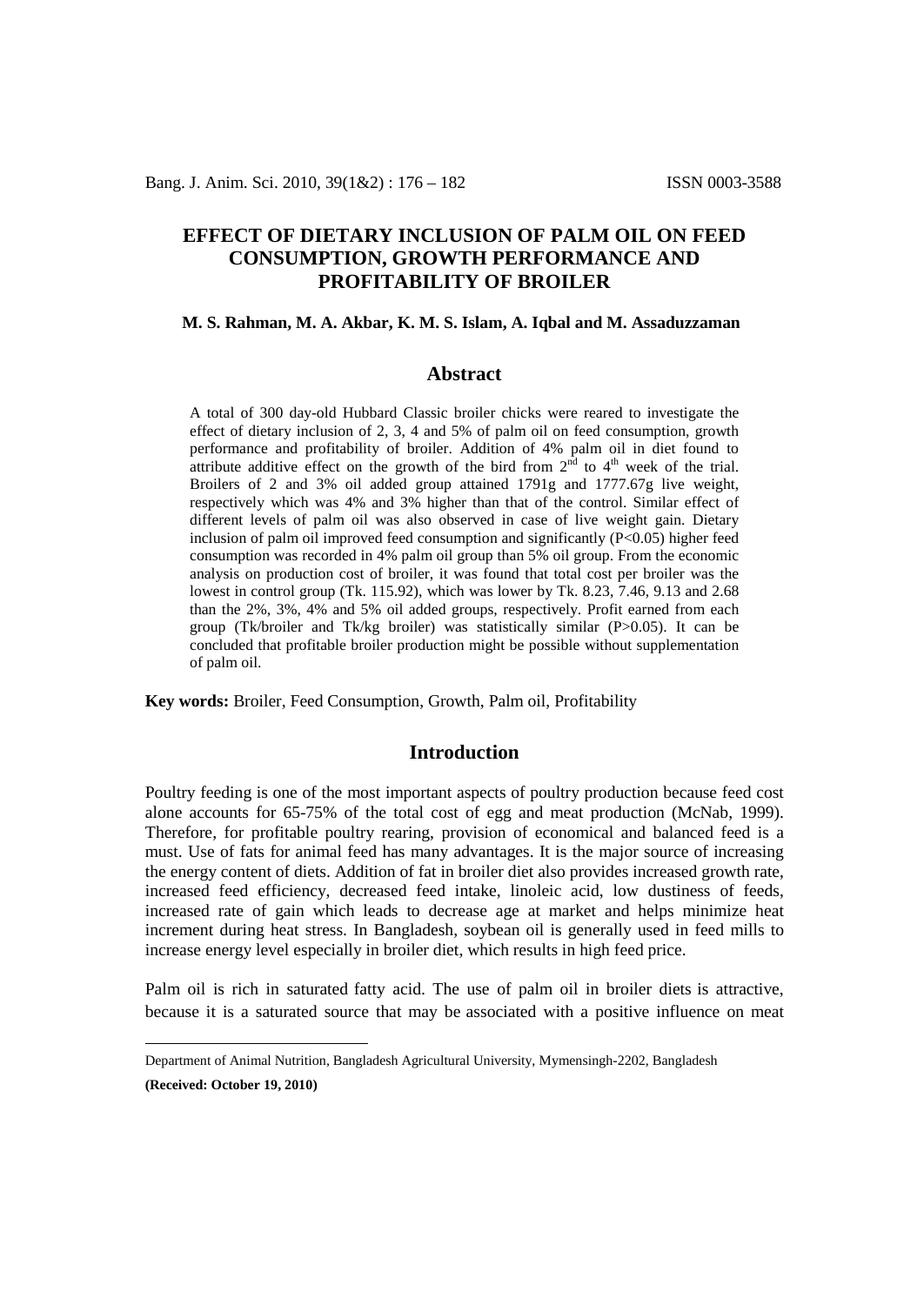# EFFECT OF DIETARY INCLUSION OF PALM OIL ON FEED CONSUMPTION, GROWTH PERFORMANCE AND PROFITABILITY OF BROILER

**M. S. Rahman, M. A. Akbar, K. M. S. Islam, A. Iqbal and M. Assaduzzaman**

## Abstract

A total of 300 day-old Hubbard Classic broiler chicks were reared to investigate the effect of dietary inclusion of 2, 3, 4 and 5% of palm oil on feed consumption, growth performance and profitability of broiler. Addition of 4% palm oil in diet found to attribute additive effect on the growth of the bird from 2[nd] to 4[th] week of the trial. Broilers of 2 and 3% oil added group attained 1791g and 1777.67g live weight, respectively which was 4% and 3% higher than that of the control. Similar effect of different levels of palm oil was also observed in case of live weight gain. Dietary inclusion of palm oil improved feed consumption and significantly ($P<0.05$) higher feed consumption was recorded in 4% palm oil group than 5% oil group. From the economic analysis on production cost of broiler, it was found that total cost per broiler was the lowest in control group (Tk. 115.92), which was lower by Tk. 8.23, 7.46, 9.13 and 2.68 than the 2%, 3%, 4% and 5% oil added groups, respectively. Profit earned from each group (Tk/broiler and Tk/kg broiler) was statistically similar ($P>0.05$). It can be concluded that profitable broiler production might be possible without supplementation of palm oil.

**Key words:** Broiler, Feed Consumption, Growth, Palm oil, Profitability

## Introduction

Poultry feeding is one of the most important aspects of poultry production because feed cost alone accounts for 65-75% of the total cost of egg and meat production (McNab, 1999). Therefore, for profitable poultry rearing, provision of economical and balanced feed is a must. Use of fats for animal feed has many advantages. It is the major source of increasing the energy content of diets. Addition of fat in broiler diet also provides increased growth rate, increased feed efficiency, decreased feed intake, linoleic acid, low dustiness of feeds, increased rate of gain which leads to decrease age at market and helps minimize heat increment during heat stress. In Bangladesh, soybean oil is generally used in feed mills to increase energy level especially in broiler diet, which results in high feed price.

Palm oil is rich in saturated fatty acid. The use of palm oil in broiler diets is attractive, because it is a saturated source that may be associated with a positive influence on meat

Department of Animal Nutrition, Bangladesh Agricultural University, Mymensingh-2202, Bangladesh

**(Received: October 19, 2010)**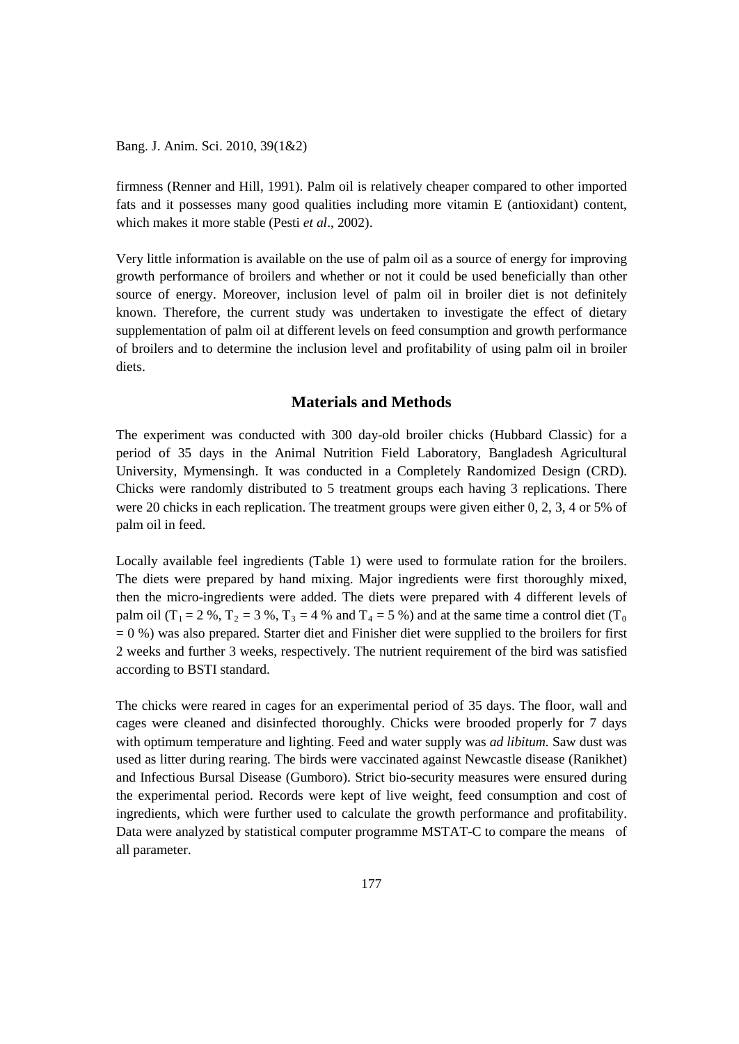firmness (Renner and Hill, 1991). Palm oil is relatively cheaper compared to other imported fats and it possesses many good qualities including more vitamin E (antioxidant) content, which makes it more stable (Pesti *et al*., 2002).

Very little information is available on the use of palm oil as a source of energy for improving growth performance of broilers and whether or not it could be used beneficially than other source of energy. Moreover, inclusion level of palm oil in broiler diet is not definitely known. Therefore, the current study was undertaken to investigate the effect of dietary supplementation of palm oil at different levels on feed consumption and growth performance of broilers and to determine the inclusion level and profitability of using palm oil in broiler diets.

## Materials and Methods

The experiment was conducted with 300 day-old broiler chicks (Hubbard Classic) for a period of 35 days in the Animal Nutrition Field Laboratory, Bangladesh Agricultural University, Mymensingh. It was conducted in a Completely Randomized Design (CRD). Chicks were randomly distributed to 5 treatment groups each having 3 replications. There were 20 chicks in each replication. The treatment groups were given either 0, 2, 3, 4 or 5% of palm oil in feed.

Locally available feel ingredients (Table 1) were used to formulate ration for the broilers. The diets were prepared by hand mixing. Major ingredients were first thoroughly mixed, then the micro-ingredients were added. The diets were prepared with 4 different levels of palm oil ($T_1$ = 2 %, $T_2$ = 3 %, $T_3$ = 4 % and $T_4$ = 5 %) and at the same time a control diet ($T_0$ = 0 %) was also prepared. Starter diet and Finisher diet were supplied to the broilers for first 2 weeks and further 3 weeks, respectively. The nutrient requirement of the bird was satisfied according to BSTI standard.

The chicks were reared in cages for an experimental period of 35 days. The floor, wall and cages were cleaned and disinfected thoroughly. Chicks were brooded properly for 7 days with optimum temperature and lighting. Feed and water supply was *ad libitum.* Saw dust was used as litter during rearing. The birds were vaccinated against Newcastle disease (Ranikhet) and Infectious Bursal Disease (Gumboro). Strict bio-security measures were ensured during the experimental period. Records were kept of live weight, feed consumption and cost of ingredients, which were further used to calculate the growth performance and profitability. Data were analyzed by statistical computer programme MSTAT-C to compare the means of all parameter.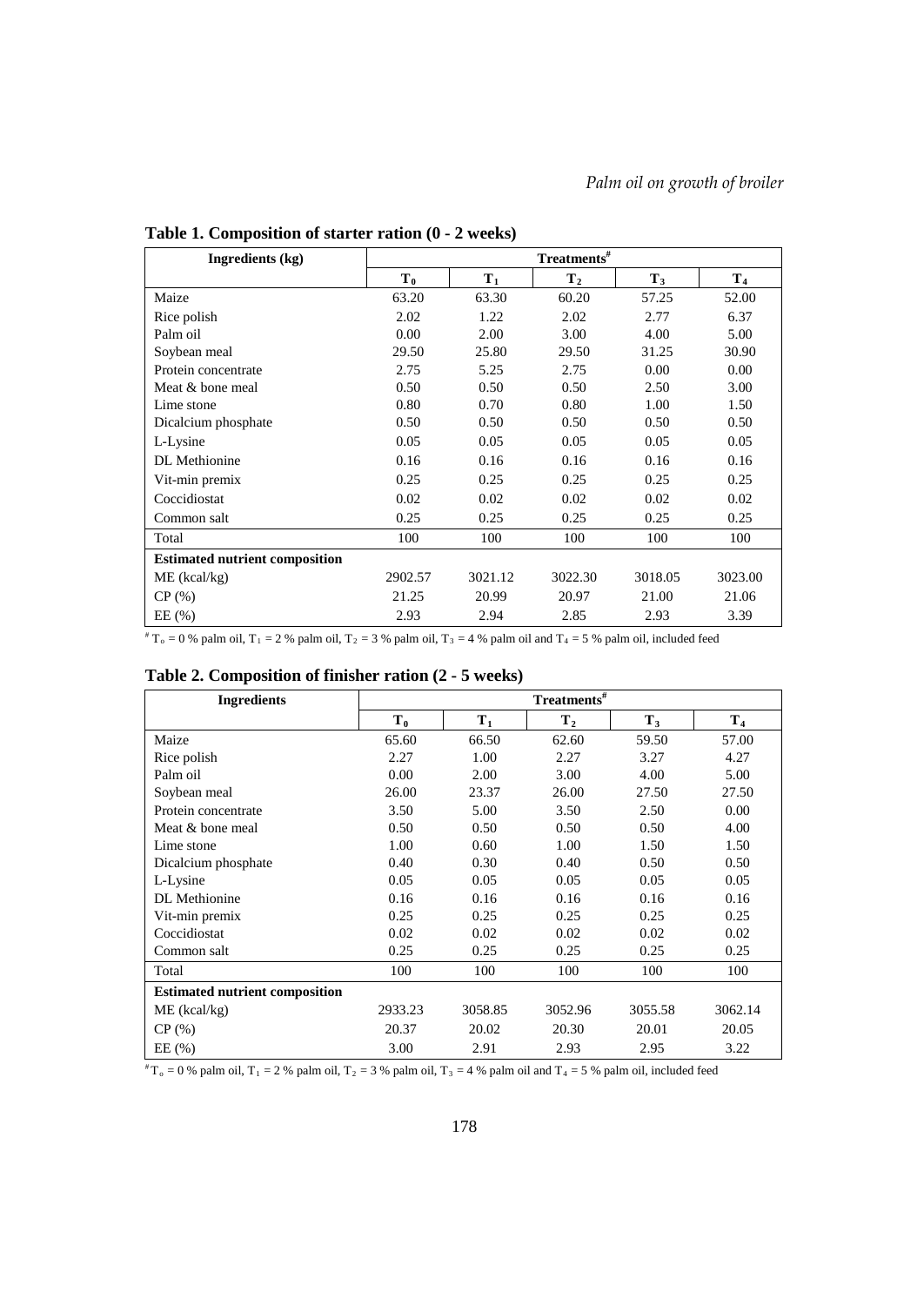**Table 1. Composition of starter ration (0 - 2 weeks)**

| Ingredients (kg) | Treatments[#] | | | | |
|---|---|---|---|---|---|
| | $T_0$ | $T_1$ | $T_2$ | $T_3$ | $T_4$ |
| Maize | 63.20 | 63.30 | 60.20 | 57.25 | 52.00 |
| Rice polish | 2.02 | 1.22 | 2.02 | 2.77 | 6.37 |
| Palm oil | 0.00 | 2.00 | 3.00 | 4.00 | 5.00 |
| Soybean meal | 29.50 | 25.80 | 29.50 | 31.25 | 30.90 |
| Protein concentrate | 2.75 | 5.25 | 2.75 | 0.00 | 0.00 |
| Meat & bone meal | 0.50 | 0.50 | 0.50 | 2.50 | 3.00 |
| Lime stone | 0.80 | 0.70 | 0.80 | 1.00 | 1.50 |
| Dicalcium phosphate | 0.50 | 0.50 | 0.50 | 0.50 | 0.50 |
| L-Lysine | 0.05 | 0.05 | 0.05 | 0.05 | 0.05 |
| DL Methionine | 0.16 | 0.16 | 0.16 | 0.16 | 0.16 |
| Vit-min premix | 0.25 | 0.25 | 0.25 | 0.25 | 0.25 |
| Coccidiostat | 0.02 | 0.02 | 0.02 | 0.02 | 0.02 |
| Common salt | 0.25 | 0.25 | 0.25 | 0.25 | 0.25 |
| Total | 100 | 100 | 100 | 100 | 100 |
| **Estimated nutrient composition** | | | | | |
| ME (kcal/kg) | 2902.57 | 3021.12 | 3022.30 | 3018.05 | 3023.00 |
| CP (%) | 21.25 | 20.99 | 20.97 | 21.00 | 21.06 |
| EE (%) | 2.93 | 2.94 | 2.85 | 2.93 | 3.39 |

[#] $T_o$ = 0 % palm oil, $T_1$ = 2 % palm oil, $T_2$ = 3 % palm oil, $T_3$ = 4 % palm oil and $T_4$ = 5 % palm oil, included feed

**Table 2. Composition of finisher ration (2 - 5 weeks)**

| Ingredients | Treatments[#] | | | | |
|---|---|---|---|---|---|
| | $T_0$ | $T_1$ | $T_2$ | $T_3$ | $T_4$ |
| Maize | 65.60 | 66.50 | 62.60 | 59.50 | 57.00 |
| Rice polish | 2.27 | 1.00 | 2.27 | 3.27 | 4.27 |
| Palm oil | 0.00 | 2.00 | 3.00 | 4.00 | 5.00 |
| Soybean meal | 26.00 | 23.37 | 26.00 | 27.50 | 27.50 |
| Protein concentrate | 3.50 | 5.00 | 3.50 | 2.50 | 0.00 |
| Meat & bone meal | 0.50 | 0.50 | 0.50 | 0.50 | 4.00 |
| Lime stone | 1.00 | 0.60 | 1.00 | 1.50 | 1.50 |
| Dicalcium phosphate | 0.40 | 0.30 | 0.40 | 0.50 | 0.50 |
| L-Lysine | 0.05 | 0.05 | 0.05 | 0.05 | 0.05 |
| DL Methionine | 0.16 | 0.16 | 0.16 | 0.16 | 0.16 |
| Vit-min premix | 0.25 | 0.25 | 0.25 | 0.25 | 0.25 |
| Coccidiostat | 0.02 | 0.02 | 0.02 | 0.02 | 0.02 |
| Common salt | 0.25 | 0.25 | 0.25 | 0.25 | 0.25 |
| Total | 100 | 100 | 100 | 100 | 100 |
| **Estimated nutrient composition** | | | | | |
| ME (kcal/kg) | 2933.23 | 3058.85 | 3052.96 | 3055.58 | 3062.14 |
| CP (%) | 20.37 | 20.02 | 20.30 | 20.01 | 20.05 |
| EE (%) | 3.00 | 2.91 | 2.93 | 2.95 | 3.22 |

[#] $T_o$ = 0 % palm oil, $T_1$ = 2 % palm oil, $T_2$ = 3 % palm oil, $T_3$ = 4 % palm oil and $T_4$ = 5 % palm oil, included feed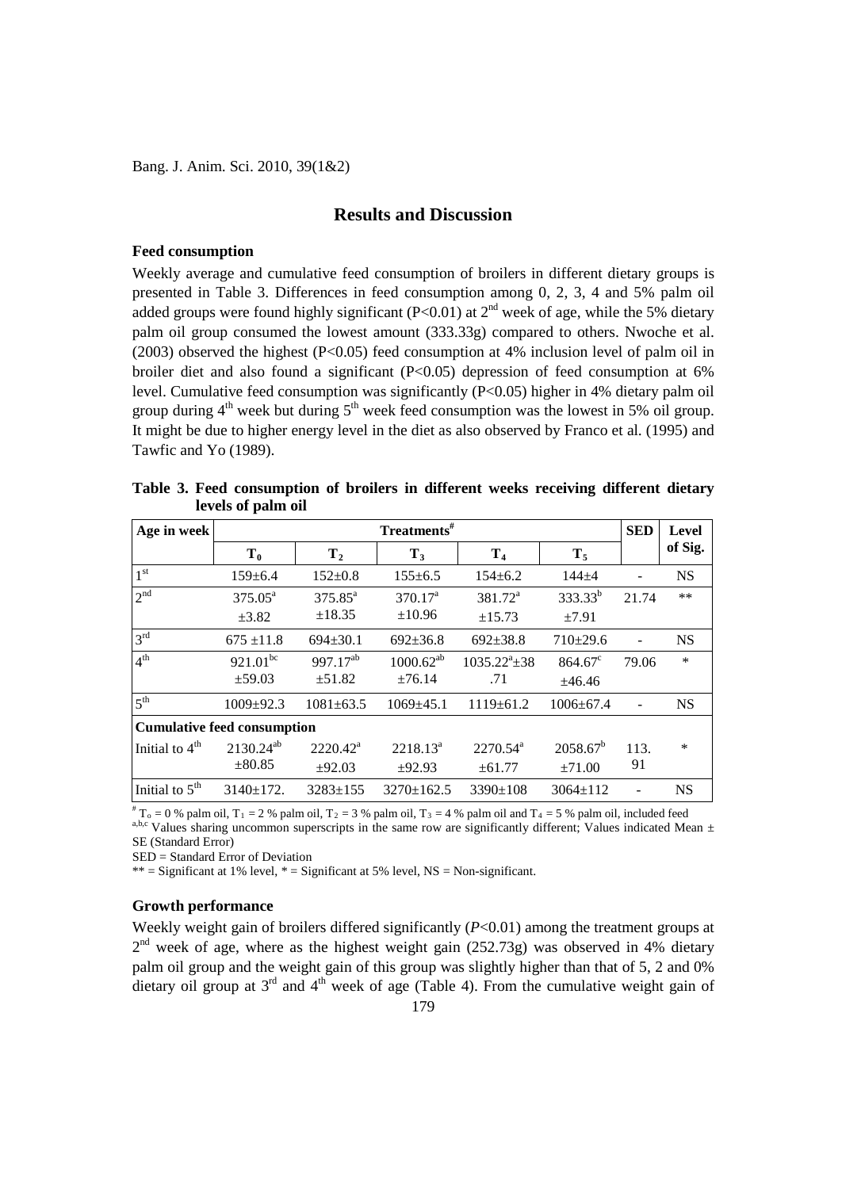## Results and Discussion

### Feed consumption

Weekly average and cumulative feed consumption of broilers in different dietary groups is presented in Table 3. Differences in feed consumption among 0, 2, 3, 4 and 5% palm oil added groups were found highly significant ($P<0.01$) at 2nd week of age, while the 5% dietary palm oil group consumed the lowest amount (333.33g) compared to others. Nwoche et al. (2003) observed the highest ($P<0.05$) feed consumption at 4% inclusion level of palm oil in broiler diet and also found a significant ($P<0.05$) depression of feed consumption at 6% level. Cumulative feed consumption was significantly ($P<0.05$) higher in 4% dietary palm oil group during 4th week but during 5th week feed consumption was the lowest in 5% oil group. It might be due to higher energy level in the diet as also observed by Franco et al. (1995) and Tawfic and Yo (1989).

**Table 3. Feed consumption of broilers in different weeks receiving different dietary levels of palm oil**

| Age in week | Treatments# | | | | | SED | Level of Sig. |
|---|---|---|---|---|---|---|---|
| | $T_0$ | $T_2$ | $T_3$ | $T_4$ | $T_5$ | | |
| 1st | 159±6.4 | 152±0.8 | 155±6.5 | 154±6.2 | 144±4 | - | NS |
| 2nd | 375.05[a] ±3.82 | 375.85[a] ±18.35 | 370.17[a] ±10.96 | 381.72[a] ±15.73 | 333.33[b] ±7.91 | 21.74 | ** |
| 3rd | 675 ±11.8 | 694±30.1 | 692±36.8 | 692±38.8 | 710±29.6 | - | NS |
| 4th | 921.01[bc] ±59.03 | 997.17[ab] ±51.82 | 1000.62[ab] ±76.14 | 1035.22[a]±38 .71 | 864.67[c] ±46.46 | 79.06 | * |
| 5th | 1009±92.3 | 1081±63.5 | 1069±45.1 | 1119±61.2 | 1006±67.4 | - | NS |
| **Cumulative feed consumption** | | | | | | | |
| Initial to 4th | 2130.24[ab] ±80.85 | 2220.42[a] ±92.03 | 2218.13[a] ±92.93 | 2270.54[a] ±61.77 | 2058.67[b] ±71.00 | 113. 91 | * |
| Initial to 5th | 3140±172. | 3283±155 | 3270±162.5 | 3390±108 | 3064±112 | - | NS |

# $T_o$ = 0 % palm oil, $T_1$ = 2 % palm oil, $T_2$ = 3 % palm oil, $T_3$ = 4 % palm oil and $T_4$ = 5 % palm oil, included feed
[a,b,c] Values sharing uncommon superscripts in the same row are significantly different; Values indicated Mean ± SE (Standard Error)
SED = Standard Error of Deviation
** = Significant at 1% level, * = Significant at 5% level, NS = Non-significant.

### Growth performance

Weekly weight gain of broilers differed significantly (*P*<0.01) among the treatment groups at 2nd week of age, where as the highest weight gain (252.73g) was observed in 4% dietary palm oil group and the weight gain of this group was slightly higher than that of 5, 2 and 0% dietary oil group at 3rd and 4th week of age (Table 4). From the cumulative weight gain of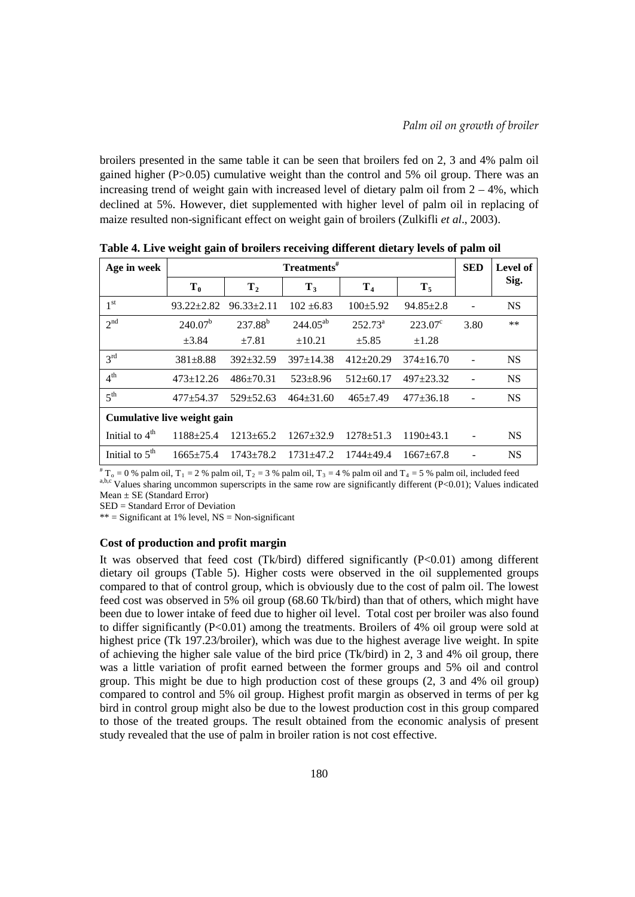broilers presented in the same table it can be seen that broilers fed on 2, 3 and 4% palm oil gained higher (P>0.05) cumulative weight than the control and 5% oil group. There was an increasing trend of weight gain with increased level of dietary palm oil from 2 – 4%, which declined at 5%. However, diet supplemented with higher level of palm oil in replacing of maize resulted non-significant effect on weight gain of broilers (Zulkifli *et al*., 2003).

**Table 4. Live weight gain of broilers receiving different dietary levels of palm oil**

| Age in week | Treatments[#] | | | | | SED | Level of Sig. |
|---|---|---|---|---|---|---|---|
| | $T_0$ | $T_2$ | $T_3$ | $T_4$ | $T_5$ | | |
| 1[st] | 93.22±2.82 | 96.33±2.11 | 102 ±6.83 | 100±5.92 | 94.85±2.8 | - | NS |
| 2[nd] | 240.07[b] ±3.84 | 237.88[b] ±7.81 | 244.05[ab] ±10.21 | 252.73[a] ±5.85 | 223.07[c] ±1.28 | 3.80 | ** |
| 3[rd] | 381±8.88 | 392±32.59 | 397±14.38 | 412±20.29 | 374±16.70 | - | NS |
| 4[th] | 473±12.26 | 486±70.31 | 523±8.96 | 512±60.17 | 497±23.32 | - | NS |
| 5[th] | 477±54.37 | 529±52.63 | 464±31.60 | 465±7.49 | 477±36.18 | - | NS |
| **Cumulative live weight gain** | | | | | | | |
| Initial to 4[th] | 1188±25.4 | 1213±65.2 | 1267±32.9 | 1278±51.3 | 1190±43.1 | - | NS |
| Initial to 5[th] | 1665±75.4 | 1743±78.2 | 1731±47.2 | 1744±49.4 | 1667±67.8 | - | NS |

[#] $T_o$ = 0 % palm oil, $T_1$ = 2 % palm oil, $T_2$ = 3 % palm oil, $T_3$ = 4 % palm oil and $T_4$ = 5 % palm oil, included feed
[a,b,c] Values sharing uncommon superscripts in the same row are significantly different (P<0.01); Values indicated Mean ± SE (Standard Error)
SED = Standard Error of Deviation
** = Significant at 1% level, NS = Non-significant

### Cost of production and profit margin

It was observed that feed cost (Tk/bird) differed significantly (P<0.01) among different dietary oil groups (Table 5). Higher costs were observed in the oil supplemented groups compared to that of control group, which is obviously due to the cost of palm oil. The lowest feed cost was observed in 5% oil group (68.60 Tk/bird) than that of others, which might have been due to lower intake of feed due to higher oil level. Total cost per broiler was also found to differ significantly (P<0.01) among the treatments. Broilers of 4% oil group were sold at highest price (Tk 197.23/broiler), which was due to the highest average live weight. In spite of achieving the higher sale value of the bird price (Tk/bird) in 2, 3 and 4% oil group, there was a little variation of profit earned between the former groups and 5% oil and control group. This might be due to high production cost of these groups (2, 3 and 4% oil group) compared to control and 5% oil group. Highest profit margin as observed in terms of per kg bird in control group might also be due to the lowest production cost in this group compared to those of the treated groups. The result obtained from the economic analysis of present study revealed that the use of palm in broiler ration is not cost effective.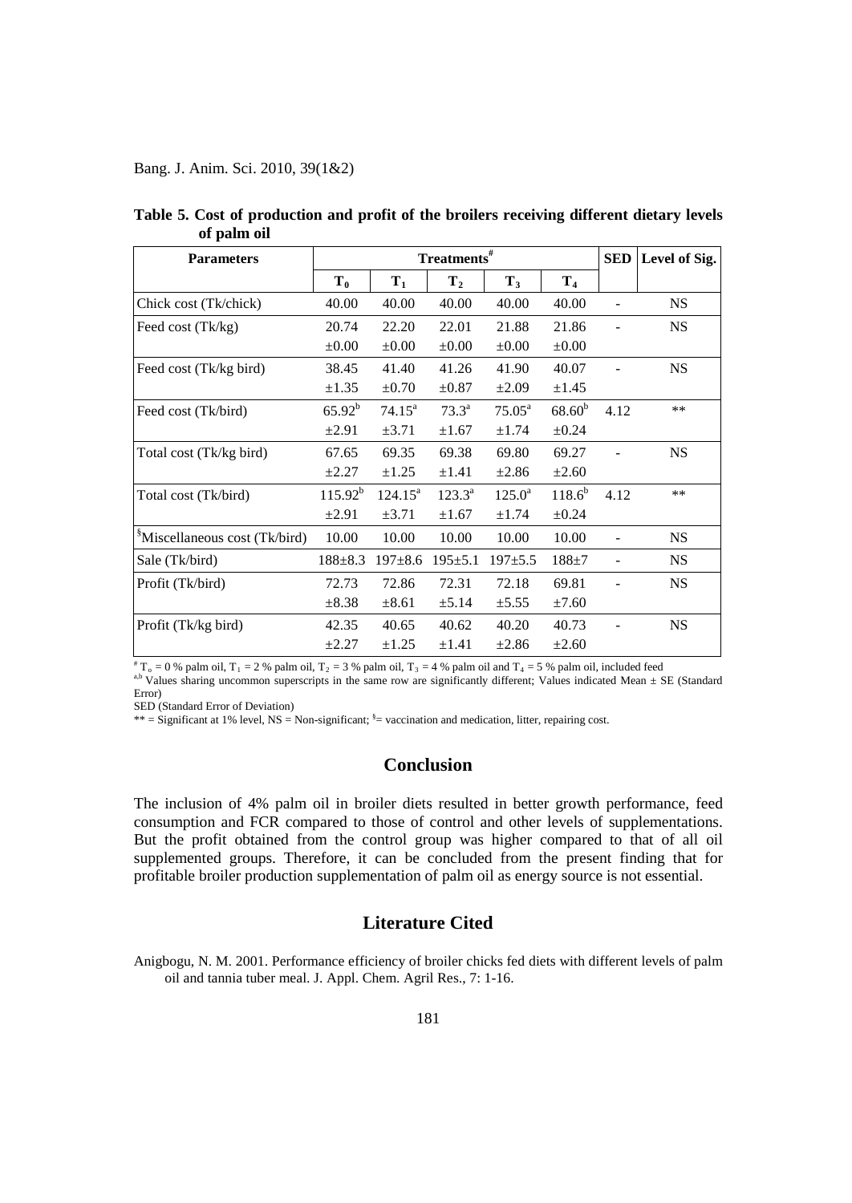**Table 5. Cost of production and profit of the broilers receiving different dietary levels of palm oil**

| Parameters | Treatments[#] | | | | | SED | Level of Sig. |
|---|---|---|---|---|---|---|---|
| | $T_0$ | $T_1$ | $T_2$ | $T_3$ | $T_4$ | | |
| Chick cost (Tk/chick) | 40.00 | 40.00 | 40.00 | 40.00 | 40.00 | - | NS |
| Feed cost (Tk/kg) | 20.74 ±0.00 | 22.20 ±0.00 | 22.01 ±0.00 | 21.88 ±0.00 | 21.86 ±0.00 | - | NS |
| Feed cost (Tk/kg bird) | 38.45 ±1.35 | 41.40 ±0.70 | 41.26 ±0.87 | 41.90 ±2.09 | 40.07 ±1.45 | - | NS |
| Feed cost (Tk/bird) | $65.92^b$ ±2.91 | $74.15^a$ ±3.71 | $73.3^a$ ±1.67 | $75.05^a$ ±1.74 | $68.60^b$ ±0.24 | 4.12 | ** |
| Total cost (Tk/kg bird) | 67.65 ±2.27 | 69.35 ±1.25 | 69.38 ±1.41 | 69.80 ±2.86 | 69.27 ±2.60 | - | NS |
| Total cost (Tk/bird) | $115.92^b$ ±2.91 | $124.15^a$ ±3.71 | $123.3^a$ ±1.67 | $125.0^a$ ±1.74 | $118.6^b$ ±0.24 | 4.12 | ** |
| [§]Miscellaneous cost (Tk/bird) | 10.00 | 10.00 | 10.00 | 10.00 | 10.00 | - | NS |
| Sale (Tk/bird) | 188±8.3 | 197±8.6 | 195±5.1 | 197±5.5 | 188±7 | - | NS |
| Profit (Tk/bird) | 72.73 ±8.38 | 72.86 ±8.61 | 72.31 ±5.14 | 72.18 ±5.55 | 69.81 ±7.60 | - | NS |
| Profit (Tk/kg bird) | 42.35 ±2.27 | 40.65 ±1.25 | 40.62 ±1.41 | 40.20 ±2.86 | 40.73 ±2.60 | - | NS |

[#] $T_o$ = 0 % palm oil, $T_1$ = 2 % palm oil, $T_2$ = 3 % palm oil, $T_3$ = 4 % palm oil and $T_4$ = 5 % palm oil, included feed
[a,b] Values sharing uncommon superscripts in the same row are significantly different; Values indicated Mean ± SE (Standard Error)
SED (Standard Error of Deviation)
** = Significant at 1% level, NS = Non-significant; [§]= vaccination and medication, litter, repairing cost.

## Conclusion

The inclusion of 4% palm oil in broiler diets resulted in better growth performance, feed consumption and FCR compared to those of control and other levels of supplementations. But the profit obtained from the control group was higher compared to that of all oil supplemented groups. Therefore, it can be concluded from the present finding that for profitable broiler production supplementation of palm oil as energy source is not essential.

## Literature Cited

Anigbogu, N. M. 2001. Performance efficiency of broiler chicks fed diets with different levels of palm oil and tannia tuber meal. J. Appl. Chem. Agril Res., 7: 1-16.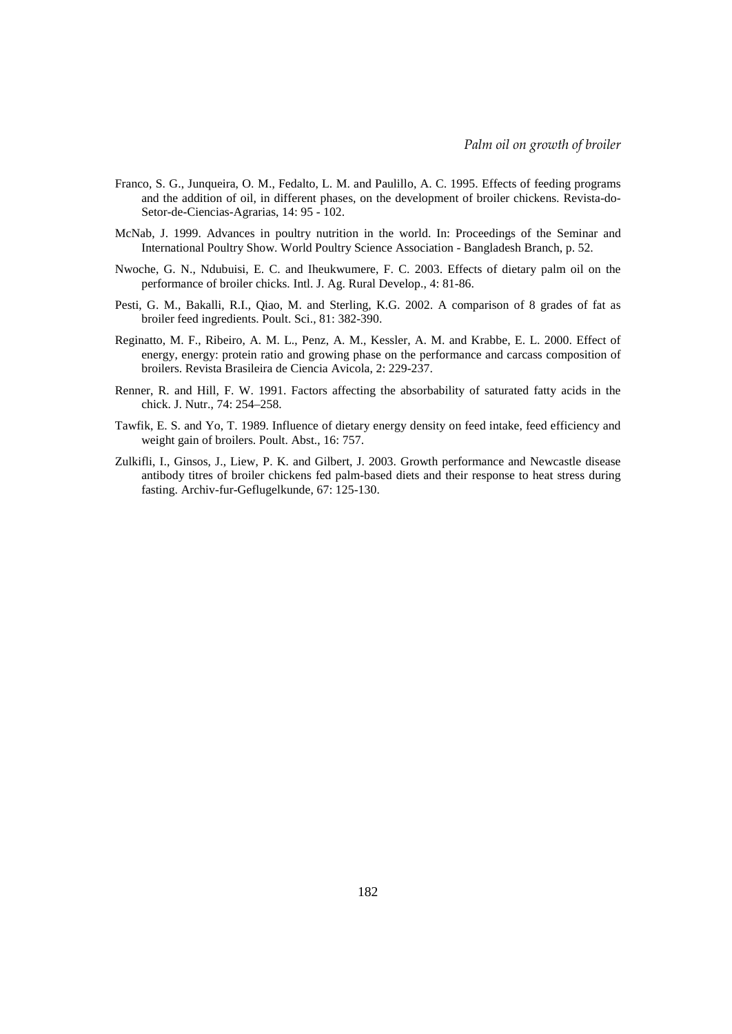Franco, S. G., Junqueira, O. M., Fedalto, L. M. and Paulillo, A. C. 1995. Effects of feeding programs and the addition of oil, in different phases, on the development of broiler chickens. Revista-do-Setor-de-Ciencias-Agrarias, 14: 95 - 102.

McNab, J. 1999. Advances in poultry nutrition in the world. In: Proceedings of the Seminar and International Poultry Show. World Poultry Science Association - Bangladesh Branch, p. 52.

Nwoche, G. N., Ndubuisi, E. C. and Iheukwumere, F. C. 2003. Effects of dietary palm oil on the performance of broiler chicks. Intl. J. Ag. Rural Develop., 4: 81-86.

Pesti, G. M., Bakalli, R.I., Qiao, M. and Sterling, K.G. 2002. A comparison of 8 grades of fat as broiler feed ingredients. Poult. Sci., 81: 382-390.

Reginatto, M. F., Ribeiro, A. M. L., Penz, A. M., Kessler, A. M. and Krabbe, E. L. 2000. Effect of energy, energy: protein ratio and growing phase on the performance and carcass composition of broilers. Revista Brasileira de Ciencia Avicola, 2: 229-237.

Renner, R. and Hill, F. W. 1991. Factors affecting the absorbability of saturated fatty acids in the chick. J. Nutr., 74: 254–258.

Tawfik, E. S. and Yo, T. 1989. Influence of dietary energy density on feed intake, feed efficiency and weight gain of broilers. Poult. Abst., 16: 757.

Zulkifli, I., Ginsos, J., Liew, P. K. and Gilbert, J. 2003. Growth performance and Newcastle disease antibody titres of broiler chickens fed palm-based diets and their response to heat stress during fasting. Archiv-fur-Geflugelkunde, 67: 125-130.